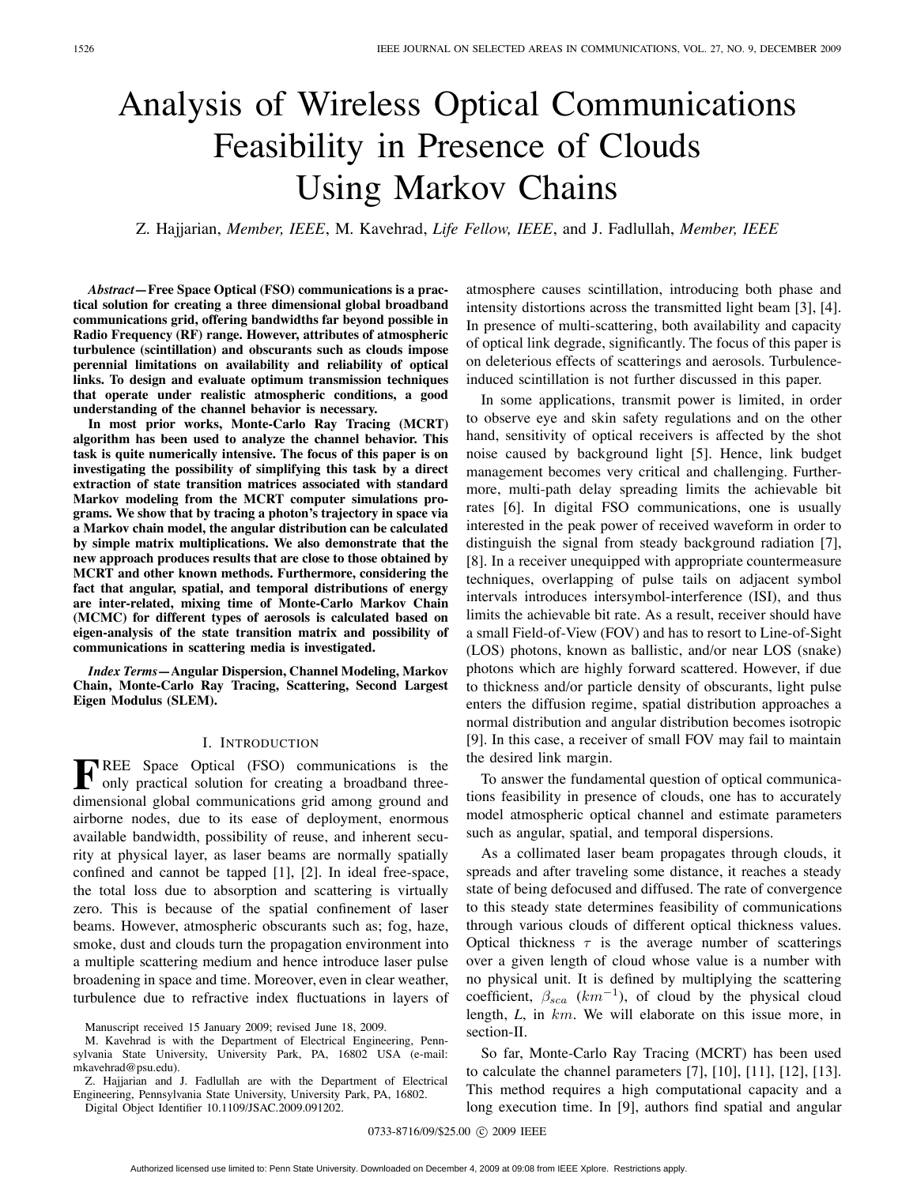# Analysis of Wireless Optical Communications Feasibility in Presence of Clouds Using Markov Chains

Z. Hajjarian, *Member, IEEE*, M. Kavehrad, *Life Fellow, IEEE*, and J. Fadlullah, *Member, IEEE*

***Abstract*—Free Space Optical (FSO) communications is a practical solution for creating a three dimensional global broadband communications grid, offering bandwidths far beyond possible in Radio Frequency (RF) range. However, attributes of atmospheric turbulence (scintillation) and obscurants such as clouds impose perennial limitations on availability and reliability of optical links. To design and evaluate optimum transmission techniques that operate under realistic atmospheric conditions, a good understanding of the channel behavior is necessary.**

**In most prior works, Monte-Carlo Ray Tracing (MCRT) algorithm has been used to analyze the channel behavior. This task is quite numerically intensive. The focus of this paper is on investigating the possibility of simplifying this task by a direct extraction of state transition matrices associated with standard Markov modeling from the MCRT computer simulations programs. We show that by tracing a photon's trajectory in space via a Markov chain model, the angular distribution can be calculated by simple matrix multiplications. We also demonstrate that the new approach produces results that are close to those obtained by MCRT and other known methods. Furthermore, considering the fact that angular, spatial, and temporal distributions of energy are inter-related, mixing time of Monte-Carlo Markov Chain (MCMC) for different types of aerosols is calculated based on eigen-analysis of the state transition matrix and possibility of communications in scattering media is investigated.**

***Index Terms*—Angular Dispersion, Channel Modeling, Markov Chain, Monte-Carlo Ray Tracing, Scattering, Second Largest Eigen Modulus (SLEM).**

## I. Introduction

FREE Space Optical (FSO) communications is the only practical solution for creating a broadband three-dimensional global communications grid among ground and airborne nodes, due to its ease of deployment, enormous available bandwidth, possibility of reuse, and inherent security at physical layer, as laser beams are normally spatially confined and cannot be tapped [1], [2]. In ideal free-space, the total loss due to absorption and scattering is virtually zero. This is because of the spatial confinement of laser beams. However, atmospheric obscurants such as; fog, haze, smoke, dust and clouds turn the propagation environment into a multiple scattering medium and hence introduce laser pulse broadening in space and time. Moreover, even in clear weather, turbulence due to refractive index fluctuations in layers of atmosphere causes scintillation, introducing both phase and intensity distortions across the transmitted light beam [3], [4]. In presence of multi-scattering, both availability and capacity of optical link degrade, significantly. The focus of this paper is on deleterious effects of scatterings and aerosols. Turbulence-induced scintillation is not further discussed in this paper.

In some applications, transmit power is limited, in order to observe eye and skin safety regulations and on the other hand, sensitivity of optical receivers is affected by the shot noise caused by background light [5]. Hence, link budget management becomes very critical and challenging. Furthermore, multi-path delay spreading limits the achievable bit rates [6]. In digital FSO communications, one is usually interested in the peak power of received waveform in order to distinguish the signal from steady background radiation [7], [8]. In a receiver unequipped with appropriate countermeasure techniques, overlapping of pulse tails on adjacent symbol intervals introduces intersymbol-interference (ISI), and thus limits the achievable bit rate. As a result, receiver should have a small Field-of-View (FOV) and has to resort to Line-of-Sight (LOS) photons, known as ballistic, and/or near LOS (snake) photons which are highly forward scattered. However, if due to thickness and/or particle density of obscurants, light pulse enters the diffusion regime, spatial distribution approaches a normal distribution and angular distribution becomes isotropic [9]. In this case, a receiver of small FOV may fail to maintain the desired link margin.

To answer the fundamental question of optical communications feasibility in presence of clouds, one has to accurately model atmospheric optical channel and estimate parameters such as angular, spatial, and temporal dispersions.

As a collimated laser beam propagates through clouds, it spreads and after traveling some distance, it reaches a steady state of being defocused and diffused. The rate of convergence to this steady state determines feasibility of communications through various clouds of different optical thickness values. Optical thickness $\tau$ is the average number of scatterings over a given length of cloud whose value is a number with no physical unit. It is defined by multiplying the scattering coefficient, $\beta_{sca}$ ($km^{-1}$), of cloud by the physical cloud length, *L*, in $km$. We will elaborate on this issue more, in section-II.

So far, Monte-Carlo Ray Tracing (MCRT) has been used to calculate the channel parameters [7], [10], [11], [12], [13]. This method requires a high computational capacity and a long execution time. In [9], authors find spatial and angular

Manuscript received 15 January 2009; revised June 18, 2009.

M. Kavehrad is with the Department of Electrical Engineering, Pennsylvania State University, University Park, PA, 16802 USA (e-mail: mkavehrad@psu.edu).

Z. Hajjarian and J. Fadlullah are with the Department of Electrical Engineering, Pennsylvania State University, University Park, PA, 16802.

Digital Object Identifier 10.1109/JSAC.2009.091202.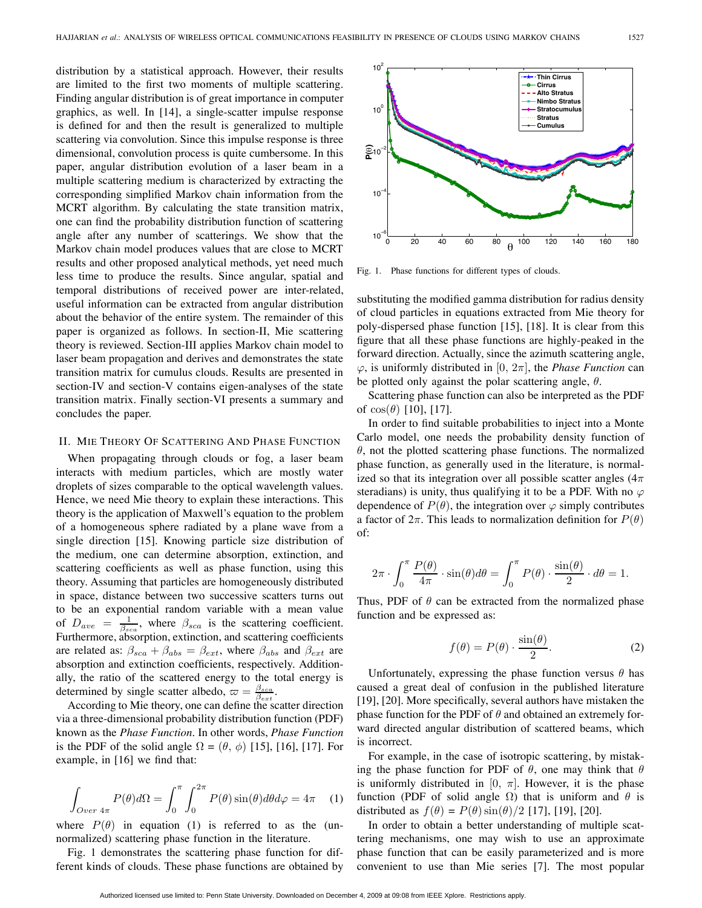distribution by a statistical approach. However, their results are limited to the first two moments of multiple scattering. Finding angular distribution is of great importance in computer graphics, as well. In [14], a single-scatter impulse response is defined for and then the result is generalized to multiple scattering via convolution. Since this impulse response is three dimensional, convolution process is quite cumbersome. In this paper, angular distribution evolution of a laser beam in a multiple scattering medium is characterized by extracting the corresponding simplified Markov chain information from the MCRT algorithm. By calculating the state transition matrix, one can find the probability distribution function of scattering angle after any number of scatterings. We show that the Markov chain model produces values that are close to MCRT results and other proposed analytical methods, yet need much less time to produce the results. Since angular, spatial and temporal distributions of received power are inter-related, useful information can be extracted from angular distribution about the behavior of the entire system. The remainder of this paper is organized as follows. In section-II, Mie scattering theory is reviewed. Section-III applies Markov chain model to laser beam propagation and derives and demonstrates the state transition matrix for cumulus clouds. Results are presented in section-IV and section-V contains eigen-analyses of the state transition matrix. Finally section-VI presents a summary and concludes the paper.

## II. Mie Theory Of Scattering And Phase Function

When propagating through clouds or fog, a laser beam interacts with medium particles, which are mostly water droplets of sizes comparable to the optical wavelength values. Hence, we need Mie theory to explain these interactions. This theory is the application of Maxwell's equation to the problem of a homogeneous sphere radiated by a plane wave from a single direction [15]. Knowing particle size distribution of the medium, one can determine absorption, extinction, and scattering coefficients as well as phase function, using this theory. Assuming that particles are homogeneously distributed in space, distance between two successive scatters turns out to be an exponential random variable with a mean value of $D_{ave} = \frac{1}{\beta_{sca}}$, where $\beta_{sca}$ is the scattering coefficient. Furthermore, absorption, extinction, and scattering coefficients are related as: $\beta_{sca} + \beta_{abs} = \beta_{ext}$, where $\beta_{abs}$ and $\beta_{ext}$ are absorption and extinction coefficients, respectively. Additionally, the ratio of the scattered energy to the total energy is determined by single scatter albedo, $\varpi = \frac{\beta_{sca}}{\beta_{ext}}$.

According to Mie theory, one can define the scatter direction via a three-dimensional probability distribution function (PDF) known as the *Phase Function*. In other words, *Phase Function* is the PDF of the solid angle $\Omega = (\theta, \phi)$ [15], [16], [17]. For example, in [16] we find that:

$$\int_{Over\ 4\pi} P(\theta) d\Omega = \int_0^{\pi} \int_0^{2\pi} P(\theta) \sin(\theta) d\theta d\varphi = 4\pi \quad (1)$$

where $P(\theta)$ in equation (1) is referred to as the (unnormalized) scattering phase function in the literature.

Fig. 1 demonstrates the scattering phase function for different kinds of clouds. These phase functions are obtained by substituting the modified gamma distribution for radius density of cloud particles in equations extracted from Mie theory for poly-dispersed phase function [15], [18]. It is clear from this figure that all these phase functions are highly-peaked in the forward direction. Actually, since the azimuth scattering angle, $\varphi$, is uniformly distributed in $[0, 2\pi]$, the *Phase Function* can be plotted only against the polar scattering angle, $\theta$.

Thin Cirrus
Cirrus
Alto Stratus
Nimbo Stratus
Stratocumulus
Stratus
Cumulus
P(θ)
θ
10^2
10^0
10^-2
10^-4
10^-6
0 20 40 60 80 100 120 140 160 180

Fig. 1. Phase functions for different types of clouds.

Scattering phase function can also be interpreted as the PDF of $\cos(\theta)$ [10], [17].

In order to find suitable probabilities to inject into a Monte Carlo model, one needs the probability density function of $\theta$, not the plotted scattering phase functions. The normalized phase function, as generally used in the literature, is normalized so that its integration over all possible scatter angles ($4\pi$ steradians) is unity, thus qualifying it to be a PDF. With no $\varphi$ dependence of $P(\theta)$, the integration over $\varphi$ simply contributes a factor of $2\pi$. This leads to normalization definition for $P(\theta)$ of:

$$2\pi \cdot \int_0^{\pi} \frac{P(\theta)}{4\pi} \cdot \sin(\theta) d\theta = \int_0^{\pi} P(\theta) \cdot \frac{\sin(\theta)}{2} \cdot d\theta = 1.$$

Thus, PDF of $\theta$ can be extracted from the normalized phase function and be expressed as:

$$f(\theta) = P(\theta) \cdot \frac{\sin(\theta)}{2}. \quad (2)$$

Unfortunately, expressing the phase function versus $\theta$ has caused a great deal of confusion in the published literature [19], [20]. More specifically, several authors have mistaken the phase function for the PDF of $\theta$ and obtained an extremely forward directed angular distribution of scattered beams, which is incorrect.

For example, in the case of isotropic scattering, by mistaking the phase function for PDF of $\theta$, one may think that $\theta$ is uniformly distributed in $[0, \pi]$. However, it is the phase function (PDF of solid angle $\Omega$) that is uniform and $\theta$ is distributed as $f(\theta) = P(\theta) \sin(\theta)/2$ [17], [19], [20].

In order to obtain a better understanding of multiple scattering mechanisms, one may wish to use an approximate phase function that can be easily parameterized and is more convenient to use than Mie series [7]. The most popular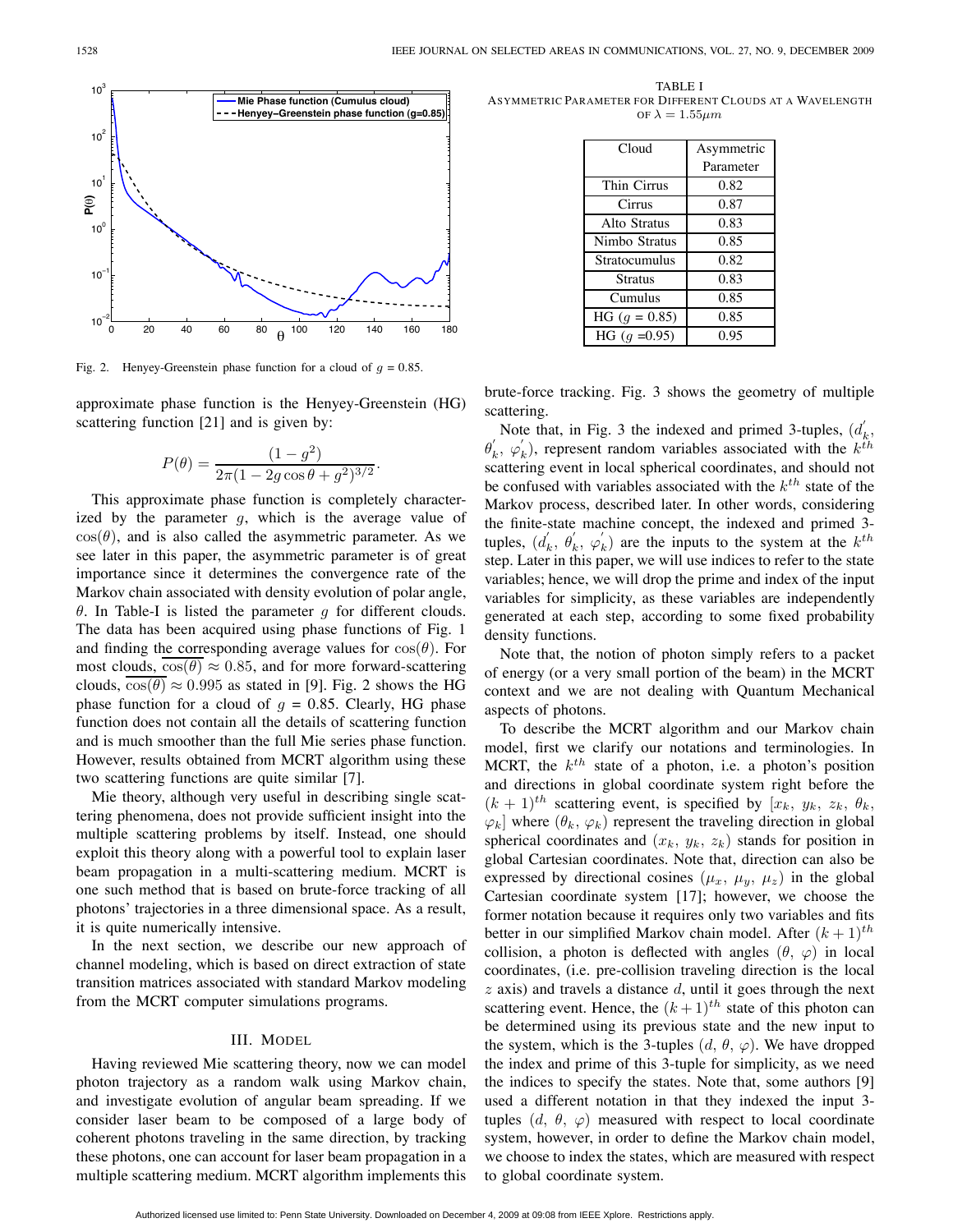Fig. 2. Henyey-Greenstein phase function for a cloud of $g$ = 0.85.

approximate phase function is the Henyey-Greenstein (HG) scattering function [21] and is given by:

$$P(\theta) = \frac{(1-g^2)}{2\pi(1-2g\cos\theta+g^2)^{3/2}}.$$

This approximate phase function is completely characterized by the parameter $g$, which is the average value of $\cos(\theta)$, and is also called the asymmetric parameter. As we see later in this paper, the asymmetric parameter is of great importance since it determines the convergence rate of the Markov chain associated with density evolution of polar angle, $\theta$. In Table-I is listed the parameter $g$ for different clouds. The data has been acquired using phase functions of Fig. 1 and finding the corresponding average values for $\cos(\theta)$. For most clouds, $\overline{\cos(\theta)} \approx 0.85$, and for more forward-scattering clouds, $\overline{\cos(\theta)} \approx 0.995$ as stated in [9]. Fig. 2 shows the HG phase function for a cloud of $g$ = 0.85. Clearly, HG phase function does not contain all the details of scattering function and is much smoother than the full Mie series phase function. However, results obtained from MCRT algorithm using these two scattering functions are quite similar [7].

Mie theory, although very useful in describing single scattering phenomena, does not provide sufficient insight into the multiple scattering problems by itself. Instead, one should exploit this theory along with a powerful tool to explain laser beam propagation in a multi-scattering medium. MCRT is one such method that is based on brute-force tracking of all photons' trajectories in a three dimensional space. As a result, it is quite numerically intensive.

In the next section, we describe our new approach of channel modeling, which is based on direct extraction of state transition matrices associated with standard Markov modeling from the MCRT computer simulations programs.

## III. Model

Having reviewed Mie scattering theory, now we can model photon trajectory as a random walk using Markov chain, and investigate evolution of angular beam spreading. If we consider laser beam to be composed of a large body of coherent photons traveling in the same direction, by tracking these photons, one can account for laser beam propagation in a multiple scattering medium. MCRT algorithm implements this brute-force tracking. Fig. 3 shows the geometry of multiple scattering.

TABLE I
Asymmetric Parameter for Different Clouds at a Wavelength of $\lambda = 1.55\mu m$

| Cloud | Asymmetric Parameter |
|---|---|
| Thin Cirrus | 0.82 |
| Cirrus | 0.87 |
| Alto Stratus | 0.83 |
| Nimbo Stratus | 0.85 |
| Stratocumulus | 0.82 |
| Stratus | 0.83 |
| Cumulus | 0.85 |
| HG ($g$ = 0.85) | 0.85 |
| HG ($g$ =0.95) | 0.95 |

Note that, in Fig. 3 the indexed and primed 3-tuples, $(d_k^{'}, \theta_k^{'}, \varphi_k^{'})$, represent random variables associated with the $k^{th}$ scattering event in local spherical coordinates, and should not be confused with variables associated with the $k^{th}$ state of the Markov process, described later. In other words, considering the finite-state machine concept, the indexed and primed 3-tuples, $(d_k^{'}, \theta_k^{'}, \varphi_k^{'})$ are the inputs to the system at the $k^{th}$ step. Later in this paper, we will use indices to refer to the state variables; hence, we will drop the prime and index of the input variables for simplicity, as these variables are independently generated at each step, according to some fixed probability density functions.

Note that, the notion of photon simply refers to a packet of energy (or a very small portion of the beam) in the MCRT context and we are not dealing with Quantum Mechanical aspects of photons.

To describe the MCRT algorithm and our Markov chain model, first we clarify our notations and terminologies. In MCRT, the $k^{th}$ state of a photon, i.e. a photon's position and directions in global coordinate system right before the $(k+1)^{th}$ scattering event, is specified by $[x_k, y_k, z_k, \theta_k, \varphi_k]$ where $(\theta_k, \varphi_k)$ represent the traveling direction in global spherical coordinates and $(x_k, y_k, z_k)$ stands for position in global Cartesian coordinates. Note that, direction can also be expressed by directional cosines $(\mu_x, \mu_y, \mu_z)$ in the global Cartesian coordinate system [17]; however, we choose the former notation because it requires only two variables and fits better in our simplified Markov chain model. After $(k+1)^{th}$ collision, a photon is deflected with angles $(\theta, \varphi)$ in local coordinates, (i.e. pre-collision traveling direction is the local $z$ axis) and travels a distance $d$, until it goes through the next scattering event. Hence, the $(k+1)^{th}$ state of this photon can be determined using its previous state and the new input to the system, which is the 3-tuples $(d, \theta, \varphi)$. We have dropped the index and prime of this 3-tuple for simplicity, as we need the indices to specify the states. Note that, some authors [9] used a different notation in that they indexed the input 3-tuples $(d, \theta, \varphi)$ measured with respect to local coordinate system, however, in order to define the Markov chain model, we choose to index the states, which are measured with respect to global coordinate system.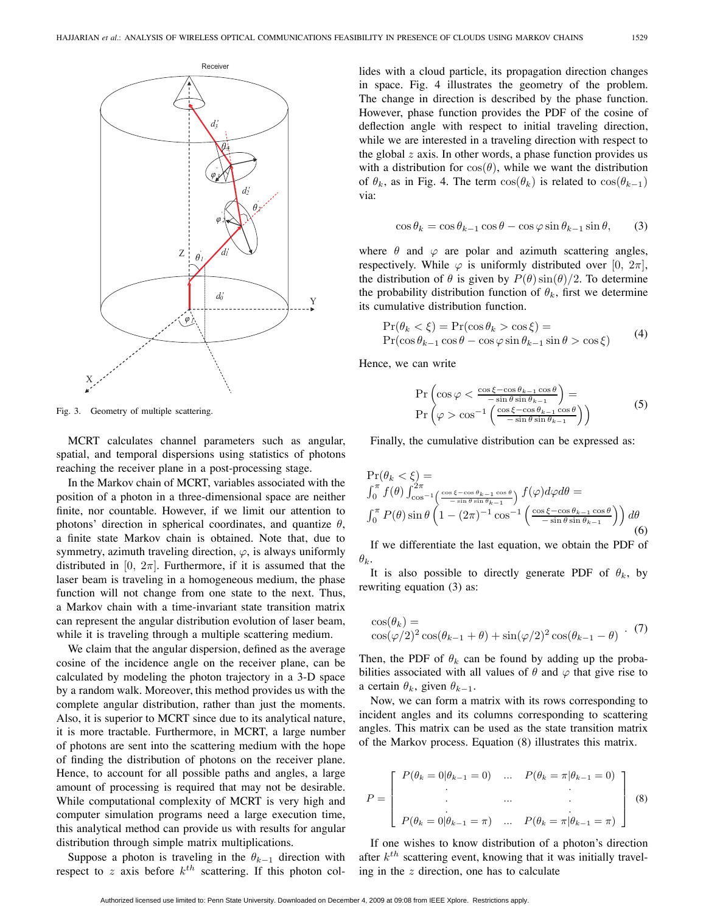Receiver

Z

Y

X

$d_3'$

$\theta_3'$

$\varphi_3'$

$d_2'$

$\theta_2'$

$\varphi_2'$

$\theta_1'$

$d_1'$

$d_0'$

$\varphi_1'$

Fig. 3. Geometry of multiple scattering.

MCRT calculates channel parameters such as angular, spatial, and temporal dispersions using statistics of photons reaching the receiver plane in a post-processing stage.

In the Markov chain of MCRT, variables associated with the position of a photon in a three-dimensional space are neither finite, nor countable. However, if we limit our attention to photons' direction in spherical coordinates, and quantize $\theta$, a finite state Markov chain is obtained. Note that, due to symmetry, azimuth traveling direction, $\varphi$, is always uniformly distributed in $[0,\ 2\pi]$. Furthermore, if it is assumed that the laser beam is traveling in a homogeneous medium, the phase function will not change from one state to the next. Thus, a Markov chain with a time-invariant state transition matrix can represent the angular distribution evolution of laser beam, while it is traveling through a multiple scattering medium.

We claim that the angular dispersion, defined as the average cosine of the incidence angle on the receiver plane, can be calculated by modeling the photon trajectory in a 3-D space by a random walk. Moreover, this method provides us with the complete angular distribution, rather than just the moments. Also, it is superior to MCRT since due to its analytical nature, it is more tractable. Furthermore, in MCRT, a large number of photons are sent into the scattering medium with the hope of finding the distribution of photons on the receiver plane. Hence, to account for all possible paths and angles, a large amount of processing is required that may not be desirable. While computational complexity of MCRT is very high and computer simulation programs need a large execution time, this analytical method can provide us with results for angular distribution through simple matrix multiplications.

Suppose a photon is traveling in the $\theta_{k-1}$ direction with respect to $z$ axis before $k^{th}$ scattering. If this photon collides with a cloud particle, its propagation direction changes in space. Fig. 4 illustrates the geometry of the problem. The change in direction is described by the phase function. However, phase function provides the PDF of the cosine of deflection angle with respect to initial traveling direction, while we are interested in a traveling direction with respect to the global $z$ axis. In other words, a phase function provides us with a distribution for $\cos(\theta)$, while we want the distribution of $\theta_k$, as in Fig. 4. The term $\cos(\theta_k)$ is related to $\cos(\theta_{k-1})$ via:

$$\cos\theta_k = \cos\theta_{k-1}\cos\theta - \cos\varphi\sin\theta_{k-1}\sin\theta, \tag{3}$$

where $\theta$ and $\varphi$ are polar and azimuth scattering angles, respectively. While $\varphi$ is uniformly distributed over $[0,\ 2\pi]$, the distribution of $\theta$ is given by $P(\theta)\sin(\theta)/2$. To determine the probability distribution function of $\theta_k$, first we determine its cumulative distribution function.

$$\begin{aligned}&\Pr(\theta_k < \xi) = \Pr(\cos\theta_k > \cos\xi) = \\ &\Pr(\cos\theta_{k-1}\cos\theta - \cos\varphi\sin\theta_{k-1}\sin\theta > \cos\xi)\end{aligned} \tag{4}$$

Hence, we can write

$$\begin{aligned}&\Pr\left(\cos\varphi < \frac{\cos\xi - \cos\theta_{k-1}\cos\theta}{-\sin\theta\sin\theta_{k-1}}\right) = \\ &\Pr\left(\varphi > \cos^{-1}\left(\frac{\cos\xi - \cos\theta_{k-1}\cos\theta}{-\sin\theta\sin\theta_{k-1}}\right)\right)\end{aligned} \tag{5}$$

Finally, the cumulative distribution can be expressed as:

$$\begin{aligned}&\Pr(\theta_k < \xi) = \\ &\int_0^{\pi} f(\theta) \int_{\cos^{-1}\left(\frac{\cos\xi - \cos\theta_{k-1}\cos\theta}{-\sin\theta\sin\theta_{k-1}}\right)}^{2\pi} f(\varphi)\, d\varphi\, d\theta = \\ &\int_0^{\pi} P(\theta)\sin\theta\left(1 - (2\pi)^{-1}\cos^{-1}\left(\frac{\cos\xi - \cos\theta_{k-1}\cos\theta}{-\sin\theta\sin\theta_{k-1}}\right)\right) d\theta\end{aligned} \tag{6}$$

If we differentiate the last equation, we obtain the PDF of $\theta_k$.

It is also possible to directly generate PDF of $\theta_k$, by rewriting equation (3) as:

$$\begin{aligned}&\cos(\theta_k) = \\ &\cos(\varphi/2)^2\cos(\theta_{k-1} + \theta) + \sin(\varphi/2)^2\cos(\theta_{k-1} - \theta)\end{aligned}. \tag{7}$$

Then, the PDF of $\theta_k$ can be found by adding up the probabilities associated with all values of $\theta$ and $\varphi$ that give rise to a certain $\theta_k$, given $\theta_{k-1}$.

Now, we can form a matrix with its rows corresponding to incident angles and its columns corresponding to scattering angles. This matrix can be used as the state transition matrix of the Markov process. Equation (8) illustrates this matrix.

$$P = \begin{bmatrix} P(\theta_k = 0|\theta_{k-1} = 0) & \ldots & P(\theta_k = \pi|\theta_{k-1} = 0) \\ \vdots & \ldots & \vdots \\ P(\theta_k = 0|\theta_{k-1} = \pi) & \ldots & P(\theta_k = \pi|\theta_{k-1} = \pi) \end{bmatrix} \tag{8}$$

If one wishes to know distribution of a photon's direction after $k^{th}$ scattering event, knowing that it was initially traveling in the $z$ direction, one has to calculate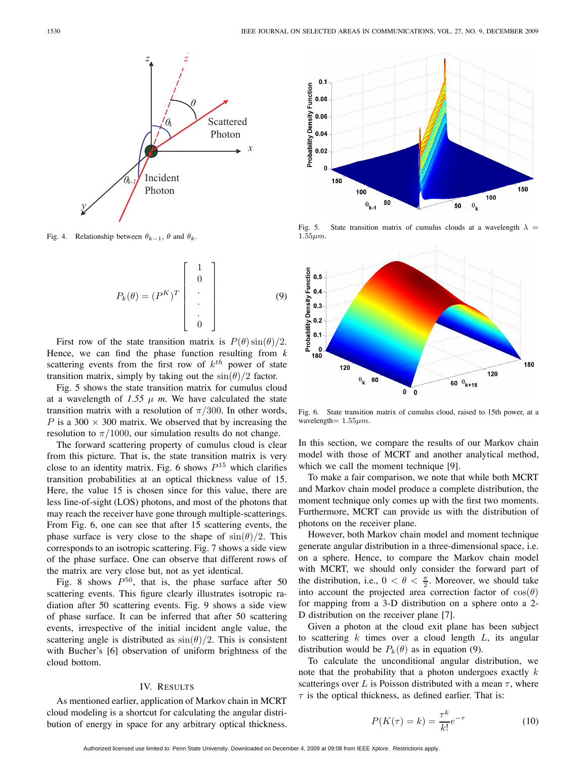Fig. 4. Relationship between $\theta_{k-1}$, $\theta$ and $\theta_k$.

$$P_k(\theta) = (P^K)^T \begin{bmatrix} 1 \\ 0 \\ . \\ . \\ . \\ 0 \end{bmatrix} \quad (9)$$

First row of the state transition matrix is $P(\theta)\sin(\theta)/2$. Hence, we can find the phase function resulting from $k$ scattering events from the first row of $k^{th}$ power of state transition matrix, simply by taking out the $\sin(\theta)/2$ factor.

Fig. 5 shows the state transition matrix for cumulus cloud at a wavelength of *1.55 $\mu$ m.* We have calculated the state transition matrix with a resolution of $\pi/300$. In other words, $P$ is a $300 \times 300$ matrix. We observed that by increasing the resolution to $\pi/1000$, our simulation results do not change.

The forward scattering property of cumulus cloud is clear from this picture. That is, the state transition matrix is very close to an identity matrix. Fig. 6 shows $P^{15}$ which clarifies transition probabilities at an optical thickness value of 15. Here, the value 15 is chosen since for this value, there are less line-of-sight (LOS) photons, and most of the photons that may reach the receiver have gone through multiple-scatterings. From Fig. 6, one can see that after 15 scattering events, the phase surface is very close to the shape of $\sin(\theta)/2$. This corresponds to an isotropic scattering. Fig. 7 shows a side view of the phase surface. One can observe that different rows of the matrix are very close but, not as yet identical.

Fig. 8 shows $P^{50}$, that is, the phase surface after 50 scattering events. This figure clearly illustrates isotropic radiation after 50 scattering events. Fig. 9 shows a side view of phase surface. It can be inferred that after 50 scattering events, irrespective of the initial incident angle value, the scattering angle is distributed as $\sin(\theta)/2$. This is consistent with Bucher's [6] observation of uniform brightness of the cloud bottom.

Fig. 5. State transition matrix of cumulus clouds at a wavelength $\lambda = 1.55\mu m$.

Fig. 6. State transition matrix of cumulus cloud, raised to 15th power, at a wavelength= $1.55\mu m$.

## IV. Results

As mentioned earlier, application of Markov chain in MCRT cloud modeling is a shortcut for calculating the angular distribution of energy in space for any arbitrary optical thickness. In this section, we compare the results of our Markov chain model with those of MCRT and another analytical method, which we call the moment technique [9].

To make a fair comparison, we note that while both MCRT and Markov chain model produce a complete distribution, the moment technique only comes up with the first two moments. Furthermore, MCRT can provide us with the distribution of photons on the receiver plane.

However, both Markov chain model and moment technique generate angular distribution in a three-dimensional space, i.e. on a sphere. Hence, to compare the Markov chain model with MCRT, we should only consider the forward part of the distribution, i.e., $0 < \theta < \frac{\pi}{2}$. Moreover, we should take into account the projected area correction factor of $\cos(\theta)$ for mapping from a 3-D distribution on a sphere onto a 2-D distribution on the receiver plane [7].

Given a photon at the cloud exit plane has been subject to scattering $k$ times over a cloud length $L$, its angular distribution would be $P_k(\theta)$ as in equation (9).

To calculate the unconditional angular distribution, we note that the probability that a photon undergoes exactly $k$ scatterings over $L$ is Poisson distributed with a mean $\tau$, where $\tau$ is the optical thickness, as defined earlier. That is:

$$P(K(\tau) = k) = \frac{\tau^k}{k!}e^{-\tau} \quad (10)$$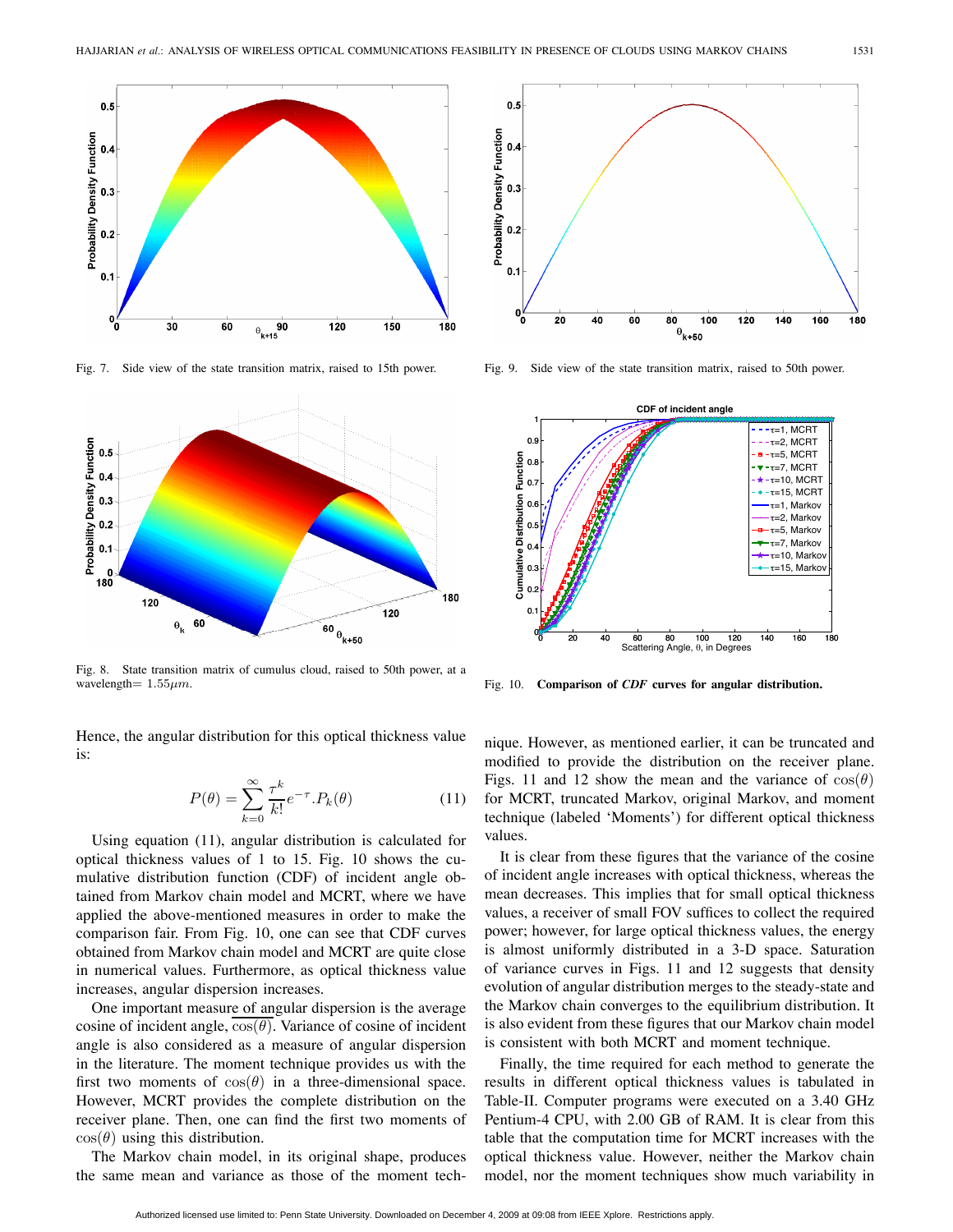Fig. 7. Side view of the state transition matrix, raised to 15th power.

Fig. 9. Side view of the state transition matrix, raised to 50th power.

Fig. 8. State transition matrix of cumulus cloud, raised to 50th power, at a wavelength= $1.55\mu m$.

Fig. 10. **Comparison of *CDF* curves for angular distribution.**

Hence, the angular distribution for this optical thickness value is:

$$P(\theta) = \sum_{k=0}^{\infty} \frac{\tau^k}{k!} e^{-\tau} . P_k(\theta) \tag{11}$$

Using equation (11), angular distribution is calculated for optical thickness values of 1 to 15. Fig. 10 shows the cumulative distribution function (CDF) of incident angle obtained from Markov chain model and MCRT, where we have applied the above-mentioned measures in order to make the comparison fair. From Fig. 10, one can see that CDF curves obtained from Markov chain model and MCRT are quite close in numerical values. Furthermore, as optical thickness value increases, angular dispersion increases.

One important measure of angular dispersion is the average cosine of incident angle, $\overline{\cos(\theta)}$. Variance of cosine of incident angle is also considered as a measure of angular dispersion in the literature. The moment technique provides us with the first two moments of $\cos(\theta)$ in a three-dimensional space. However, MCRT provides the complete distribution on the receiver plane. Then, one can find the first two moments of $\cos(\theta)$ using this distribution.

The Markov chain model, in its original shape, produces the same mean and variance as those of the moment technique. However, as mentioned earlier, it can be truncated and modified to provide the distribution on the receiver plane. Figs. 11 and 12 show the mean and the variance of $\cos(\theta)$ for MCRT, truncated Markov, original Markov, and moment technique (labeled 'Moments') for different optical thickness values.

It is clear from these figures that the variance of the cosine of incident angle increases with optical thickness, whereas the mean decreases. This implies that for small optical thickness values, a receiver of small FOV suffices to collect the required power; however, for large optical thickness values, the energy is almost uniformly distributed in a 3-D space. Saturation of variance curves in Figs. 11 and 12 suggests that density evolution of angular distribution merges to the steady-state and the Markov chain converges to the equilibrium distribution. It is also evident from these figures that our Markov chain model is consistent with both MCRT and moment technique.

Finally, the time required for each method to generate the results in different optical thickness values is tabulated in Table-II. Computer programs were executed on a 3.40 GHz Pentium-4 CPU, with 2.00 GB of RAM. It is clear from this table that the computation time for MCRT increases with the optical thickness value. However, neither the Markov chain model, nor the moment techniques show much variability in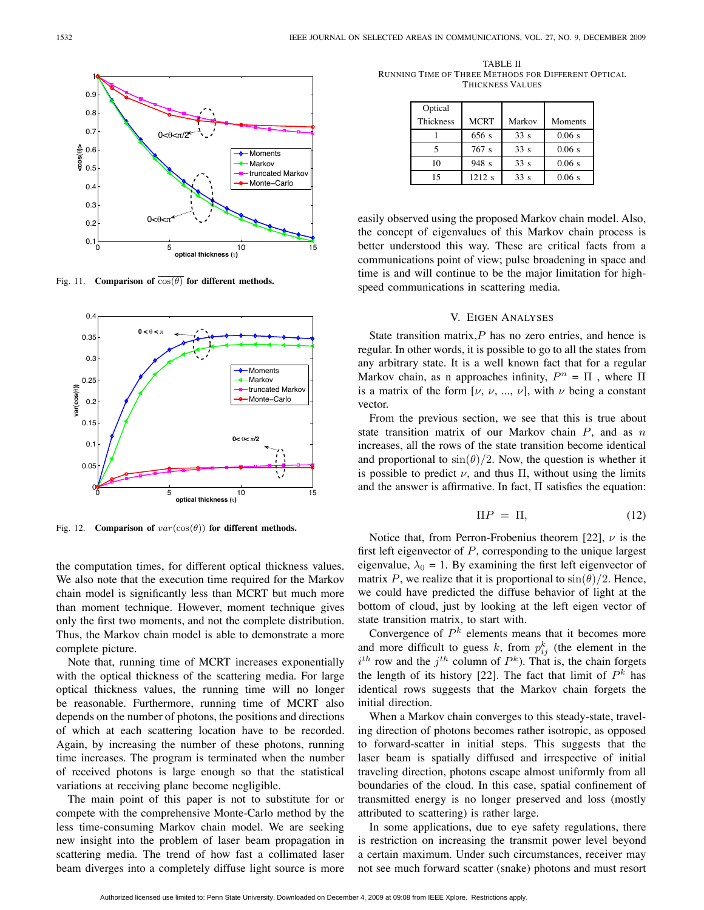Fig. 11. **Comparison of $\overline{\cos(\theta)}$ for different methods.**

Fig. 12. **Comparison of $var(\cos(\theta))$ for different methods.**

the computation times, for different optical thickness values. We also note that the execution time required for the Markov chain model is significantly less than MCRT but much more than moment technique. However, moment technique gives only the first two moments, and not the complete distribution. Thus, the Markov chain model is able to demonstrate a more complete picture.

Note that, running time of MCRT increases exponentially with the optical thickness of the scattering media. For large optical thickness values, the running time will no longer be reasonable. Furthermore, running time of MCRT also depends on the number of photons, the positions and directions of which at each scattering location have to be recorded. Again, by increasing the number of these photons, running time increases. The program is terminated when the number of received photons is large enough so that the statistical variations at receiving plane become negligible.

The main point of this paper is not to substitute for or compete with the comprehensive Monte-Carlo method by the less time-consuming Markov chain model. We are seeking new insight into the problem of laser beam propagation in scattering media. The trend of how fast a collimated laser beam diverges into a completely diffuse light source is more easily observed using the proposed Markov chain model. Also, the concept of eigenvalues of this Markov chain process is better understood this way. These are critical facts from a communications point of view; pulse broadening in space and time is and will continue to be the major limitation for high-speed communications in scattering media.

TABLE II
RUNNING TIME OF THREE METHODS FOR DIFFERENT OPTICAL THICKNESS VALUES

| Optical Thickness | MCRT | Markov | Moments |
|---|---|---|---|
| 1 | 656 s | 33 s | 0.06 s |
| 5 | 767 s | 33 s | 0.06 s |
| 10 | 948 s | 33 s | 0.06 s |
| 15 | 1212 s | 33 s | 0.06 s |

## V. Eigen Analyses

State transition matrix,$P$ has no zero entries, and hence is regular. In other words, it is possible to go to all the states from any arbitrary state. It is a well known fact that for a regular Markov chain, as n approaches infinity, $P^n = \Pi$ , where $\Pi$ is a matrix of the form $[\nu, \nu, ..., \nu]$, with $\nu$ being a constant vector.

From the previous section, we see that this is true about state transition matrix of our Markov chain $P$, and as $n$ increases, all the rows of the state transition become identical and proportional to $\sin(\theta)/2$. Now, the question is whether it is possible to predict $\nu$, and thus $\Pi$, without using the limits and the answer is affirmative. In fact, $\Pi$ satisfies the equation:

$$\Pi P = \Pi, \tag{12}$$

Notice that, from Perron-Frobenius theorem [22], $\nu$ is the first left eigenvector of $P$, corresponding to the unique largest eigenvalue, $\lambda_0 = 1$. By examining the first left eigenvector of matrix $P$, we realize that it is proportional to $\sin(\theta)/2$. Hence, we could have predicted the diffuse behavior of light at the bottom of cloud, just by looking at the left eigen vector of state transition matrix, to start with.

Convergence of $P^k$ elements means that it becomes more and more difficult to guess $k$, from $p^k_{ij}$ (the element in the $i^{th}$ row and the $j^{th}$ column of $P^k$). That is, the chain forgets the length of its history [22]. The fact that limit of $P^k$ has identical rows suggests that the Markov chain forgets the initial direction.

When a Markov chain converges to this steady-state, traveling direction of photons becomes rather isotropic, as opposed to forward-scatter in initial steps. This suggests that the laser beam is spatially diffused and irrespective of initial traveling direction, photons escape almost uniformly from all boundaries of the cloud. In this case, spatial confinement of transmitted energy is no longer preserved and loss (mostly attributed to scattering) is rather large.

In some applications, due to eye safety regulations, there is restriction on increasing the transmit power level beyond a certain maximum. Under such circumstances, receiver may not see much forward scatter (snake) photons and must resort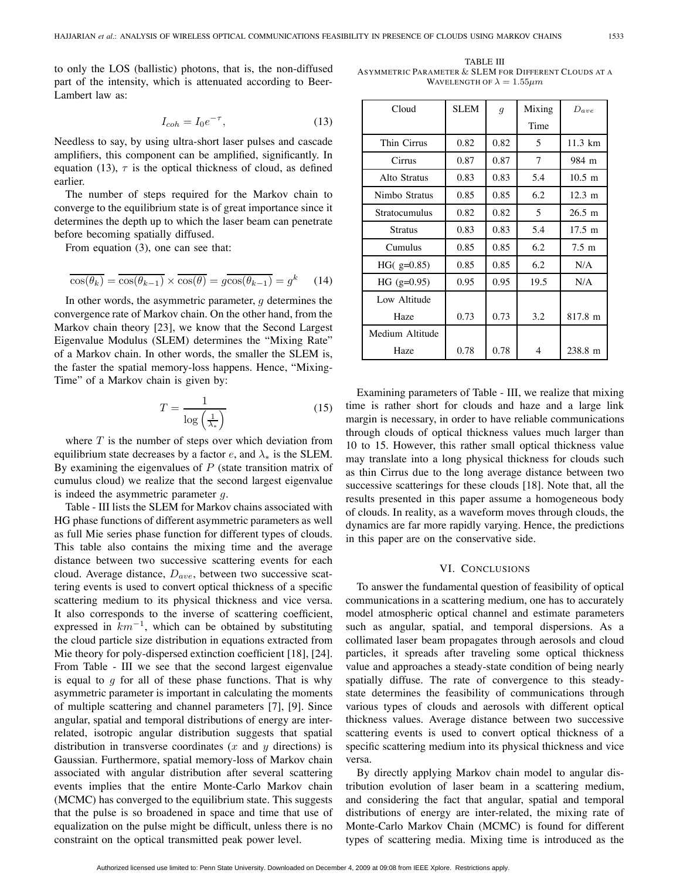to only the LOS (ballistic) photons, that is, the non-diffused part of the intensity, which is attenuated according to Beer-Lambert law as:

$$I_{coh} = I_0 e^{-\tau}, \quad (13)$$

Needless to say, by using ultra-short laser pulses and cascade amplifiers, this component can be amplified, significantly. In equation (13), $\tau$ is the optical thickness of cloud, as defined earlier.

The number of steps required for the Markov chain to converge to the equilibrium state is of great importance since it determines the depth up to which the laser beam can penetrate before becoming spatially diffused.

From equation (3), one can see that:

$$\overline{\cos(\theta_k)} = \overline{\cos(\theta_{k-1})} \times \overline{\cos(\theta)} = g\overline{\cos(\theta_{k-1})} = g^k \quad (14)$$

In other words, the asymmetric parameter, $g$ determines the convergence rate of Markov chain. On the other hand, from the Markov chain theory [23], we know that the Second Largest Eigenvalue Modulus (SLEM) determines the "Mixing Rate" of a Markov chain. In other words, the smaller the SLEM is, the faster the spatial memory-loss happens. Hence, "Mixing-Time" of a Markov chain is given by:

$$T = \frac{1}{\log\left(\frac{1}{\lambda_*}\right)} \quad (15)$$

where $T$ is the number of steps over which deviation from equilibrium state decreases by a factor $e$, and $\lambda_*$ is the SLEM. By examining the eigenvalues of $P$ (state transition matrix of cumulus cloud) we realize that the second largest eigenvalue is indeed the asymmetric parameter $g$.

Table - III lists the SLEM for Markov chains associated with HG phase functions of different asymmetric parameters as well as full Mie series phase function for different types of clouds. This table also contains the mixing time and the average distance between two successive scattering events for each cloud. Average distance, $D_{ave}$, between two successive scattering events is used to convert optical thickness of a specific scattering medium to its physical thickness and vice versa. It also corresponds to the inverse of scattering coefficient, expressed in $km^{-1}$, which can be obtained by substituting the cloud particle size distribution in equations extracted from Mie theory for poly-dispersed extinction coefficient [18], [24]. From Table - III we see that the second largest eigenvalue is equal to $g$ for all of these phase functions. That is why asymmetric parameter is important in calculating the moments of multiple scattering and channel parameters [7], [9]. Since angular, spatial and temporal distributions of energy are inter-related, isotropic angular distribution suggests that spatial distribution in transverse coordinates ($x$ and $y$ directions) is Gaussian. Furthermore, spatial memory-loss of Markov chain associated with angular distribution after several scattering events implies that the entire Monte-Carlo Markov chain (MCMC) has converged to the equilibrium state. This suggests that the pulse is so broadened in space and time that use of equalization on the pulse might be difficult, unless there is no constraint on the optical transmitted peak power level.

TABLE III
ASYMMETRIC PARAMETER & SLEM FOR DIFFERENT CLOUDS AT A WAVELENGTH OF $\lambda = 1.55\mu m$

| Cloud | SLEM | $g$ | Mixing Time | $D_{ave}$ |
|---|---|---|---|---|
| Thin Cirrus | 0.82 | 0.82 | 5 | 11.3 km |
| Cirrus | 0.87 | 0.87 | 7 | 984 m |
| Alto Stratus | 0.83 | 0.83 | 5.4 | 10.5 m |
| Nimbo Stratus | 0.85 | 0.85 | 6.2 | 12.3 m |
| Stratocumulus | 0.82 | 0.82 | 5 | 26.5 m |
| Stratus | 0.83 | 0.83 | 5.4 | 17.5 m |
| Cumulus | 0.85 | 0.85 | 6.2 | 7.5 m |
| HG( g=0.85) | 0.85 | 0.85 | 6.2 | N/A |
| HG (g=0.95) | 0.95 | 0.95 | 19.5 | N/A |
| Low Altitude Haze | 0.73 | 0.73 | 3.2 | 817.8 m |
| Medium Altitude Haze | 0.78 | 0.78 | 4 | 238.8 m |

Examining parameters of Table - III, we realize that mixing time is rather short for clouds and haze and a large link margin is necessary, in order to have reliable communications through clouds of optical thickness values much larger than 10 to 15. However, this rather small optical thickness value may translate into a long physical thickness for clouds such as thin Cirrus due to the long average distance between two successive scatterings for these clouds [18]. Note that, all the results presented in this paper assume a homogeneous body of clouds. In reality, as a waveform moves through clouds, the dynamics are far more rapidly varying. Hence, the predictions in this paper are on the conservative side.

## VI. Conclusions

To answer the fundamental question of feasibility of optical communications in a scattering medium, one has to accurately model atmospheric optical channel and estimate parameters such as angular, spatial, and temporal dispersions. As a collimated laser beam propagates through aerosols and cloud particles, it spreads after traveling some optical thickness value and approaches a steady-state condition of being nearly spatially diffuse. The rate of convergence to this steady-state determines the feasibility of communications through various types of clouds and aerosols with different optical thickness values. Average distance between two successive scattering events is used to convert optical thickness of a specific scattering medium into its physical thickness and vice versa.

By directly applying Markov chain model to angular distribution evolution of laser beam in a scattering medium, and considering the fact that angular, spatial and temporal distributions of energy are inter-related, the mixing rate of Monte-Carlo Markov Chain (MCMC) is found for different types of scattering media. Mixing time is introduced as the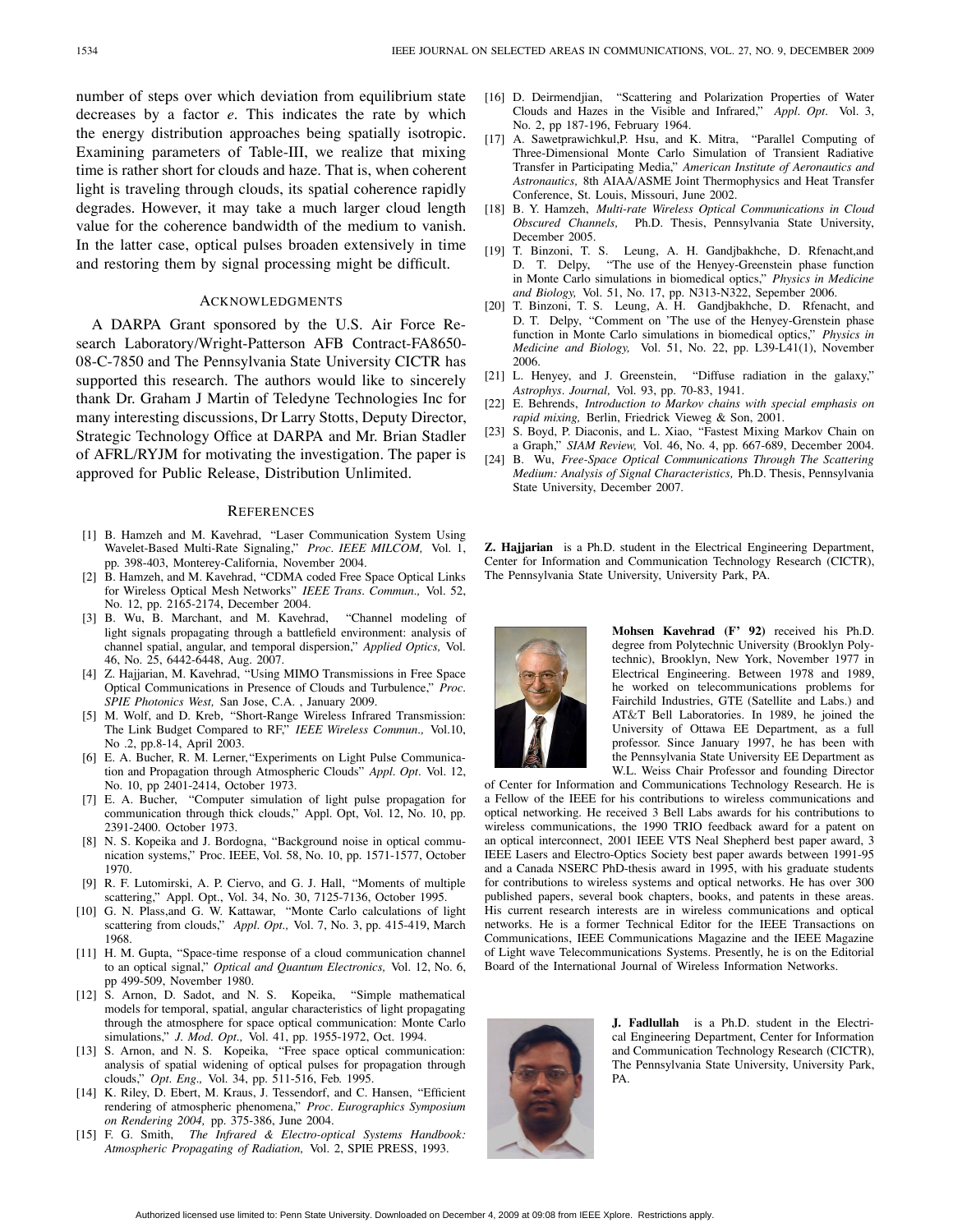number of steps over which deviation from equilibrium state decreases by a factor *e*. This indicates the rate by which the energy distribution approaches being spatially isotropic. Examining parameters of Table-III, we realize that mixing time is rather short for clouds and haze. That is, when coherent light is traveling through clouds, its spatial coherence rapidly degrades. However, it may take a much larger cloud length value for the coherence bandwidth of the medium to vanish. In the latter case, optical pulses broaden extensively in time and restoring them by signal processing might be difficult.

## ACKNOWLEDGMENTS

A DARPA Grant sponsored by the U.S. Air Force Research Laboratory/Wright-Patterson AFB Contract-FA8650-08-C-7850 and The Pennsylvania State University CICTR has supported this research. The authors would like to sincerely thank Dr. Graham J Martin of Teledyne Technologies Inc for many interesting discussions, Dr Larry Stotts, Deputy Director, Strategic Technology Office at DARPA and Mr. Brian Stadler of AFRL/RYJM for motivating the investigation. The paper is approved for Public Release, Distribution Unlimited.

## REFERENCES

[1] B. Hamzeh and M. Kavehrad, "Laser Communication System Using Wavelet-Based Multi-Rate Signaling," *Proc. IEEE MILCOM,* Vol. 1, pp. 398-403, Monterey-California, November 2004.

[2] B. Hamzeh, and M. Kavehrad, "CDMA coded Free Space Optical Links for Wireless Optical Mesh Networks" *IEEE Trans. Commun.,* Vol. 52, No. 12, pp. 2165-2174, December 2004.

[3] B. Wu, B. Marchant, and M. Kavehrad, "Channel modeling of light signals propagating through a battlefield environment: analysis of channel spatial, angular, and temporal dispersion," *Applied Optics,* Vol. 46, No. 25, 6442-6448, Aug. 2007.

[4] Z. Hajjarian, M. Kavehrad, "Using MIMO Transmissions in Free Space Optical Communications in Presence of Clouds and Turbulence," *Proc. SPIE Photonics West,* San Jose, C.A. , January 2009.

[5] M. Wolf, and D. Kreb, "Short-Range Wireless Infrared Transmission: The Link Budget Compared to RF," *IEEE Wireless Commun.,* Vol.10, No .2, pp.8-14, April 2003.

[6] E. A. Bucher, R. M. Lerner,"Experiments on Light Pulse Communication and Propagation through Atmospheric Clouds" *Appl. Opt*. Vol. 12, No. 10, pp 2401-2414, October 1973.

[7] E. A. Bucher, "Computer simulation of light pulse propagation for communication through thick clouds," Appl. Opt, Vol. 12, No. 10, pp. 2391-2400. October 1973.

[8] N. S. Kopeika and J. Bordogna, "Background noise in optical communication systems," Proc. IEEE, Vol. 58, No. 10, pp. 1571-1577, October 1970.

[9] R. F. Lutomirski, A. P. Ciervo, and G. J. Hall, "Moments of multiple scattering," Appl. Opt., Vol. 34, No. 30, 7125-7136, October 1995.

[10] G. N. Plass,and G. W. Kattawar, "Monte Carlo calculations of light scattering from clouds," *Appl. Opt.,* Vol. 7, No. 3, pp. 415-419, March 1968.

[11] H. M. Gupta, "Space-time response of a cloud communication channel to an optical signal," *Optical and Quantum Electronics,* Vol. 12, No. 6, pp 499-509, November 1980.

[12] S. Arnon, D. Sadot, and N. S. Kopeika, "Simple mathematical models for temporal, spatial, angular characteristics of light propagating through the atmosphere for space optical communication: Monte Carlo simulations," *J. Mod. Opt.,* Vol. 41, pp. 1955-1972, Oct. 1994.

[13] S. Arnon, and N. S. Kopeika, "Free space optical communication: analysis of spatial widening of optical pulses for propagation through clouds," *Opt. Eng.,* Vol. 34, pp. 511-516, Feb. 1995.

[14] K. Riley, D. Ebert, M. Kraus, J. Tessendorf, and C. Hansen, "Efficient rendering of atmospheric phenomena," *Proc. Eurographics Symposium on Rendering 2004,* pp. 375-386, June 2004.

[15] F. G. Smith, *The Infrared & Electro-optical Systems Handbook: Atmospheric Propagating of Radiation,* Vol. 2, SPIE PRESS, 1993.

[16] D. Deirmendjian, "Scattering and Polarization Properties of Water Clouds and Hazes in the Visible and Infrared," *Appl. Opt*. Vol. 3, No. 2, pp 187-196, February 1964.

[17] A. Sawetprawichkul,P. Hsu, and K. Mitra, "Parallel Computing of Three-Dimensional Monte Carlo Simulation of Transient Radiative Transfer in Participating Media," *American Institute of Aeronautics and Astronautics,* 8th AIAA/ASME Joint Thermophysics and Heat Transfer Conference, St. Louis, Missouri, June 2002.

[18] B. Y. Hamzeh, *Multi-rate Wireless Optical Communications in Cloud Obscured Channels,* Ph.D. Thesis, Pennsylvania State University, December 2005.

[19] T. Binzoni, T. S. Leung, A. H. Gandjbakhche, D. Rfenacht,and D. T. Delpy, "The use of the Henyey-Greenstein phase function in Monte Carlo simulations in biomedical optics," *Physics in Medicine and Biology,* Vol. 51, No. 17, pp. N313-N322, Sepember 2006.

[20] T. Binzoni, T. S. Leung, A. H. Gandjbakhche, D. Rfenacht, and D. T. Delpy, "Comment on 'The use of the Henyey-Grenstein phase function in Monte Carlo simulations in biomedical optics," *Physics in Medicine and Biology,* Vol. 51, No. 22, pp. L39-L41(1), November 2006.

[21] L. Henyey, and J. Greenstein, "Diffuse radiation in the galaxy," *Astrophys. Journal,* Vol. 93, pp. 70-83, 1941.

[22] E. Behrends, *Introduction to Markov chains with special emphasis on rapid mixing,* Berlin, Friedrick Vieweg & Son, 2001.

[23] S. Boyd, P. Diaconis, and L. Xiao, "Fastest Mixing Markov Chain on a Graph," *SIAM Review,* Vol. 46, No. 4, pp. 667-689, December 2004.

[24] B. Wu, *Free-Space Optical Communications Through The Scattering Medium: Analysis of Signal Characteristics,* Ph.D. Thesis, Pennsylvania State University, December 2007.

**Z. Hajjarian** is a Ph.D. student in the Electrical Engineering Department, Center for Information and Communication Technology Research (CICTR), The Pennsylvania State University, University Park, PA.

**Mohsen Kavehrad (F' 92)** received his Ph.D. degree from Polytechnic University (Brooklyn Polytechnic), Brooklyn, New York, November 1977 in Electrical Engineering. Between 1978 and 1989, he worked on telecommunications problems for Fairchild Industries, GTE (Satellite and Labs.) and AT&T Bell Laboratories. In 1989, he joined the University of Ottawa EE Department, as a full professor. Since January 1997, he has been with the Pennsylvania State University EE Department as W.L. Weiss Chair Professor and founding Director of Center for Information and Communications Technology Research. He is a Fellow of the IEEE for his contributions to wireless communications and optical networking. He received 3 Bell Labs awards for his contributions to wireless communications, the 1990 TRIO feedback award for a patent on an optical interconnect, 2001 IEEE VTS Neal Shepherd best paper award, 3 IEEE Lasers and Electro-Optics Society best paper awards between 1991-95 and a Canada NSERC PhD-thesis award in 1995, with his graduate students for contributions to wireless systems and optical networks. He has over 300 published papers, several book chapters, books, and patents in these areas. His current research interests are in wireless communications and optical networks. He is a former Technical Editor for the IEEE Transactions on Communications, IEEE Communications Magazine and the IEEE Magazine of Light wave Telecommunications Systems. Presently, he is on the Editorial Board of the International Journal of Wireless Information Networks.

**J. Fadlullah** is a Ph.D. student in the Electrical Engineering Department, Center for Information and Communication Technology Research (CICTR), The Pennsylvania State University, University Park, PA.